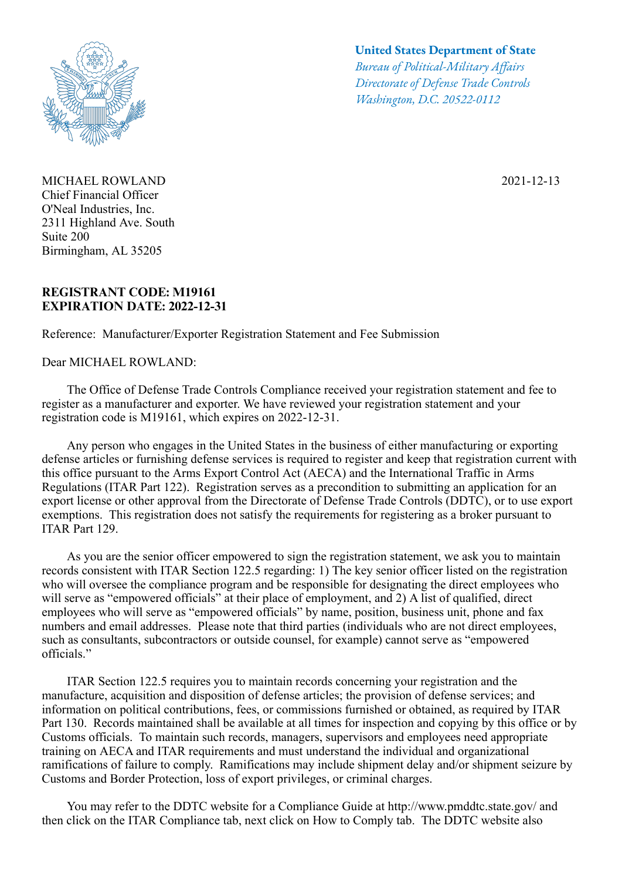**United States Department of State**
*Bureau of Political-Military Affairs*
*Directorate of Defense Trade Controls*
*Washington, D.C. 20522-0112*

MICHAEL ROWLAND
Chief Financial Officer
O'Neal Industries, Inc.
2311 Highland Ave. South
Suite 200
Birmingham, AL 35205

2021-12-13

**REGISTRANT CODE: M19161**
**EXPIRATION DATE: 2022-12-31**

Reference: Manufacturer/Exporter Registration Statement and Fee Submission

Dear MICHAEL ROWLAND:

The Office of Defense Trade Controls Compliance received your registration statement and fee to register as a manufacturer and exporter. We have reviewed your registration statement and your registration code is M19161, which expires on 2022-12-31.

Any person who engages in the United States in the business of either manufacturing or exporting defense articles or furnishing defense services is required to register and keep that registration current with this office pursuant to the Arms Export Control Act (AECA) and the International Traffic in Arms Regulations (ITAR Part 122). Registration serves as a precondition to submitting an application for an export license or other approval from the Directorate of Defense Trade Controls (DDTC), or to use export exemptions. This registration does not satisfy the requirements for registering as a broker pursuant to ITAR Part 129.

As you are the senior officer empowered to sign the registration statement, we ask you to maintain records consistent with ITAR Section 122.5 regarding: 1) The key senior officer listed on the registration who will oversee the compliance program and be responsible for designating the direct employees who will serve as "empowered officials" at their place of employment, and 2) A list of qualified, direct employees who will serve as "empowered officials" by name, position, business unit, phone and fax numbers and email addresses. Please note that third parties (individuals who are not direct employees, such as consultants, subcontractors or outside counsel, for example) cannot serve as "empowered officials."

ITAR Section 122.5 requires you to maintain records concerning your registration and the manufacture, acquisition and disposition of defense articles; the provision of defense services; and information on political contributions, fees, or commissions furnished or obtained, as required by ITAR Part 130. Records maintained shall be available at all times for inspection and copying by this office or by Customs officials. To maintain such records, managers, supervisors and employees need appropriate training on AECA and ITAR requirements and must understand the individual and organizational ramifications of failure to comply. Ramifications may include shipment delay and/or shipment seizure by Customs and Border Protection, loss of export privileges, or criminal charges.

You may refer to the DDTC website for a Compliance Guide at http://www.pmddtc.state.gov/ and then click on the ITAR Compliance tab, next click on How to Comply tab. The DDTC website also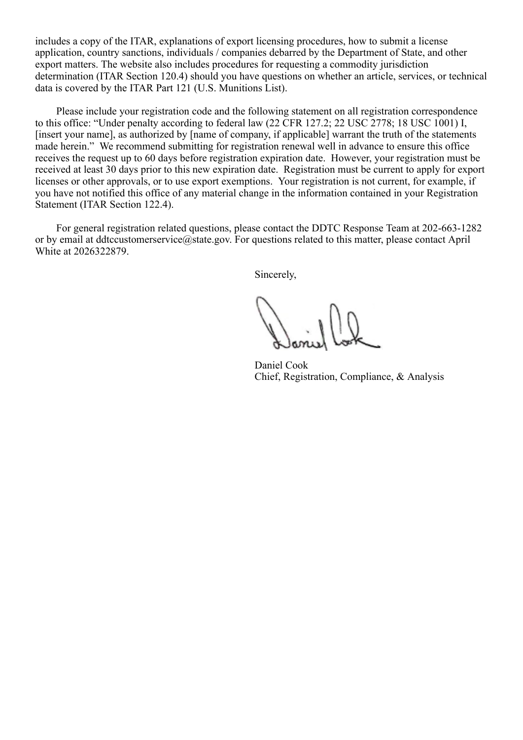includes a copy of the ITAR, explanations of export licensing procedures, how to submit a license application, country sanctions, individuals / companies debarred by the Department of State, and other export matters. The website also includes procedures for requesting a commodity jurisdiction determination (ITAR Section 120.4) should you have questions on whether an article, services, or technical data is covered by the ITAR Part 121 (U.S. Munitions List).

Please include your registration code and the following statement on all registration correspondence to this office: "Under penalty according to federal law (22 CFR 127.2; 22 USC 2778; 18 USC 1001) I, [insert your name], as authorized by [name of company, if applicable] warrant the truth of the statements made herein." We recommend submitting for registration renewal well in advance to ensure this office receives the request up to 60 days before registration expiration date. However, your registration must be received at least 30 days prior to this new expiration date. Registration must be current to apply for export licenses or other approvals, or to use export exemptions. Your registration is not current, for example, if you have not notified this office of any material change in the information contained in your Registration Statement (ITAR Section 122.4).

For general registration related questions, please contact the DDTC Response Team at 202-663-1282 or by email at ddtccustomerservice@state.gov. For questions related to this matter, please contact April White at 2026322879.

Sincerely,

Daniel Cook
Chief, Registration, Compliance, & Analysis